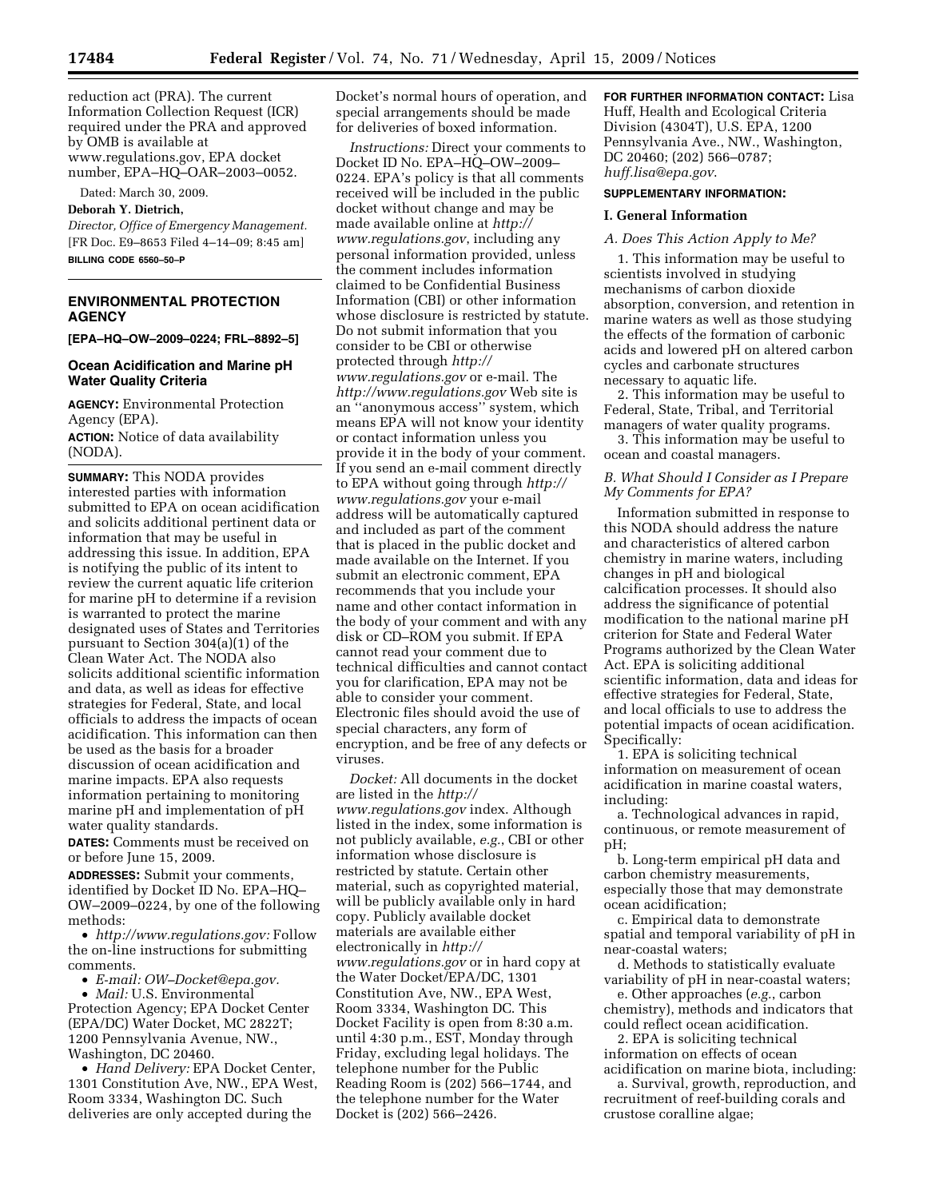reduction act (PRA). The current Information Collection Request (ICR) required under the PRA and approved by OMB is available at www.regulations.gov, EPA docket number, EPA–HQ–OAR–2003–0052.

Dated: March 30, 2009.

**Deborah Y. Dietrich,**

*Director, Office of Emergency Management.*

[FR Doc. E9–8653 Filed 4–14–09; 8:45 am]

**BILLING CODE 6560–50–P**

---

## ENVIRONMENTAL PROTECTION AGENCY

**[EPA–HQ–OW–2009–0224; FRL–8892–5]**

### Ocean Acidification and Marine pH Water Quality Criteria

**AGENCY:** Environmental Protection Agency (EPA).

**ACTION:** Notice of data availability (NODA).

**SUMMARY:** This NODA provides interested parties with information submitted to EPA on ocean acidification and solicits additional pertinent data or information that may be useful in addressing this issue. In addition, EPA is notifying the public of its intent to review the current aquatic life criterion for marine pH to determine if a revision is warranted to protect the marine designated uses of States and Territories pursuant to Section 304(a)(1) of the Clean Water Act. The NODA also solicits additional scientific information and data, as well as ideas for effective strategies for Federal, State, and local officials to address the impacts of ocean acidification. This information can then be used as the basis for a broader discussion of ocean acidification and marine impacts. EPA also requests information pertaining to monitoring marine pH and implementation of pH water quality standards.

**DATES:** Comments must be received on or before June 15, 2009.

**ADDRESSES:** Submit your comments, identified by Docket ID No. EPA–HQ–OW–2009–0224, by one of the following methods:

- *http://www.regulations.gov:* Follow the on-line instructions for submitting comments.
- *E-mail: OW–Docket@epa.gov.*
- *Mail:* U.S. Environmental Protection Agency; EPA Docket Center (EPA/DC) Water Docket, MC 2822T; 1200 Pennsylvania Avenue, NW., Washington, DC 20460.
- *Hand Delivery:* EPA Docket Center, 1301 Constitution Ave, NW., EPA West, Room 3334, Washington DC. Such deliveries are only accepted during the Docket's normal hours of operation, and special arrangements should be made for deliveries of boxed information.

*Instructions:* Direct your comments to Docket ID No. EPA–HQ–OW–2009–0224. EPA's policy is that all comments received will be included in the public docket without change and may be made available online at *http://www.regulations.gov*, including any personal information provided, unless the comment includes information claimed to be Confidential Business Information (CBI) or other information whose disclosure is restricted by statute. Do not submit information that you consider to be CBI or otherwise protected through *http://www.regulations.gov* or e-mail. The *http://www.regulations.gov* Web site is an ''anonymous access'' system, which means EPA will not know your identity or contact information unless you provide it in the body of your comment. If you send an e-mail comment directly to EPA without going through *http://www.regulations.gov* your e-mail address will be automatically captured and included as part of the comment that is placed in the public docket and made available on the Internet. If you submit an electronic comment, EPA recommends that you include your name and other contact information in the body of your comment and with any disk or CD–ROM you submit. If EPA cannot read your comment due to technical difficulties and cannot contact you for clarification, EPA may not be able to consider your comment. Electronic files should avoid the use of special characters, any form of encryption, and be free of any defects or viruses.

*Docket:* All documents in the docket are listed in the *http://www.regulations.gov* index. Although listed in the index, some information is not publicly available, *e.g.*, CBI or other information whose disclosure is restricted by statute. Certain other material, such as copyrighted material, will be publicly available only in hard copy. Publicly available docket materials are available either electronically in *http://www.regulations.gov* or in hard copy at the Water Docket/EPA/DC, 1301 Constitution Ave, NW., EPA West, Room 3334, Washington DC. This Docket Facility is open from 8:30 a.m. until 4:30 p.m., EST, Monday through Friday, excluding legal holidays. The telephone number for the Public Reading Room is (202) 566–1744, and the telephone number for the Water Docket is (202) 566–2426.

**FOR FURTHER INFORMATION CONTACT:** Lisa Huff, Health and Ecological Criteria Division (4304T), U.S. EPA, 1200 Pennsylvania Ave., NW., Washington, DC 20460; (202) 566–0787; *huff.lisa@epa.gov*.

**SUPPLEMENTARY INFORMATION:**

#### I. General Information

*A. Does This Action Apply to Me?*

1. This information may be useful to scientists involved in studying mechanisms of carbon dioxide absorption, conversion, and retention in marine waters as well as those studying the effects of the formation of carbonic acids and lowered pH on altered carbon cycles and carbonate structures necessary to aquatic life.

2. This information may be useful to Federal, State, Tribal, and Territorial managers of water quality programs.

3. This information may be useful to ocean and coastal managers.

*B. What Should I Consider as I Prepare My Comments for EPA?*

Information submitted in response to this NODA should address the nature and characteristics of altered carbon chemistry in marine waters, including changes in pH and biological calcification processes. It should also address the significance of potential modification to the national marine pH criterion for State and Federal Water Programs authorized by the Clean Water Act. EPA is soliciting additional scientific information, data and ideas for effective strategies for Federal, State, and local officials to use to address the potential impacts of ocean acidification. Specifically:

1. EPA is soliciting technical information on measurement of ocean acidification in marine coastal waters, including:

a. Technological advances in rapid, continuous, or remote measurement of pH;

b. Long-term empirical pH data and carbon chemistry measurements, especially those that may demonstrate ocean acidification;

c. Empirical data to demonstrate spatial and temporal variability of pH in near-coastal waters;

d. Methods to statistically evaluate variability of pH in near-coastal waters;

e. Other approaches (*e.g.*, carbon chemistry), methods and indicators that could reflect ocean acidification.

2. EPA is soliciting technical information on effects of ocean acidification on marine biota, including:

a. Survival, growth, reproduction, and recruitment of reef-building corals and crustose coralline algae;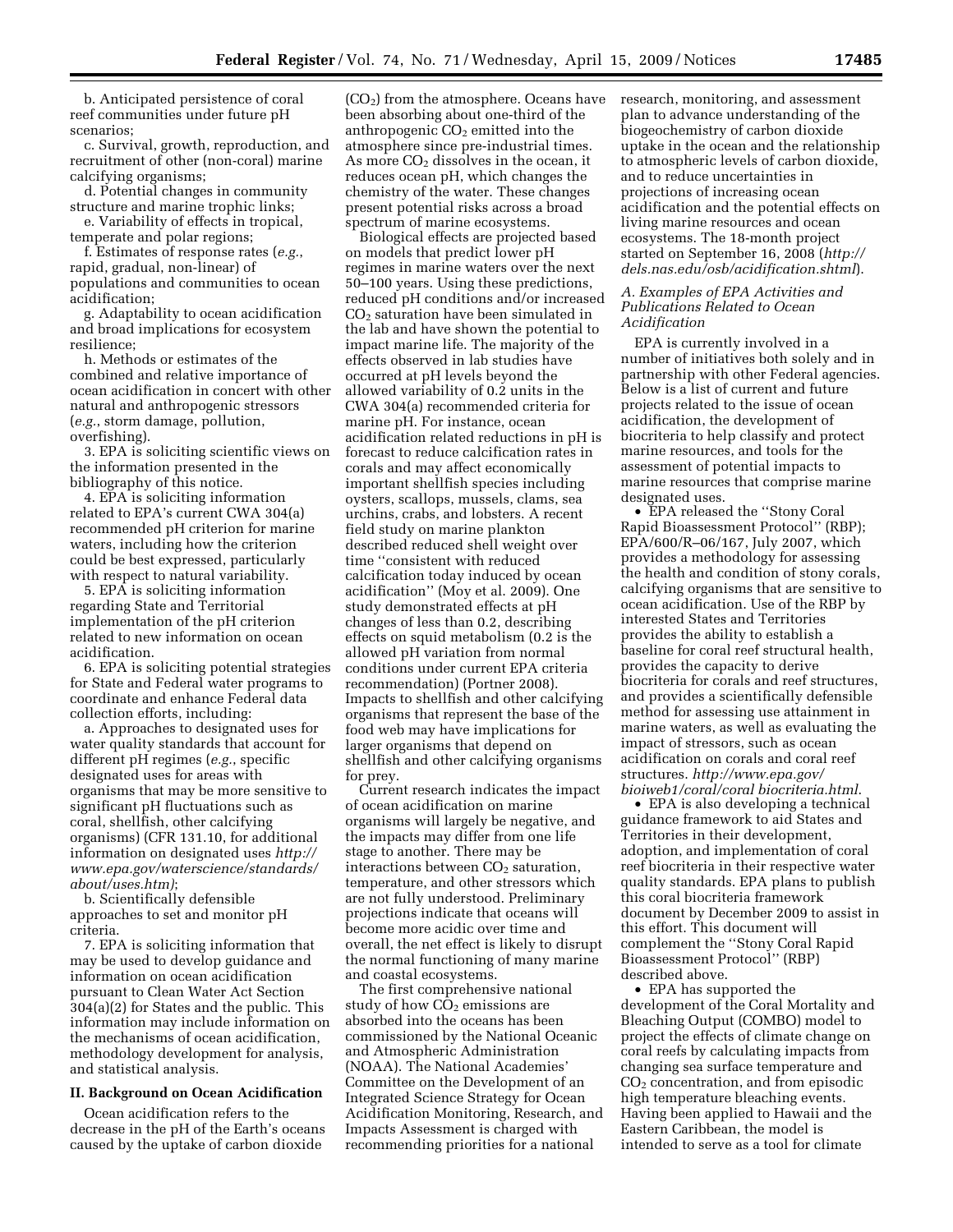b. Anticipated persistence of coral reef communities under future pH scenarios;

c. Survival, growth, reproduction, and recruitment of other (non-coral) marine calcifying organisms;

d. Potential changes in community structure and marine trophic links;

e. Variability of effects in tropical, temperate and polar regions;

f. Estimates of response rates (*e.g.*, rapid, gradual, non-linear) of populations and communities to ocean acidification;

g. Adaptability to ocean acidification and broad implications for ecosystem resilience;

h. Methods or estimates of the combined and relative importance of ocean acidification in concert with other natural and anthropogenic stressors (*e.g.*, storm damage, pollution, overfishing).

3. EPA is soliciting scientific views on the information presented in the bibliography of this notice.

4. EPA is soliciting information related to EPA's current CWA 304(a) recommended pH criterion for marine waters, including how the criterion could be best expressed, particularly with respect to natural variability.

5. EPA is soliciting information regarding State and Territorial implementation of the pH criterion related to new information on ocean acidification.

6. EPA is soliciting potential strategies for State and Federal water programs to coordinate and enhance Federal data collection efforts, including:

a. Approaches to designated uses for water quality standards that account for different pH regimes (*e.g.*, specific designated uses for areas with organisms that may be more sensitive to significant pH fluctuations such as coral, shellfish, other calcifying organisms) (CFR 131.10, for additional information on designated uses *http://www.epa.gov/waterscience/standards/about/uses.htm)*;

b. Scientifically defensible approaches to set and monitor pH criteria.

7. EPA is soliciting information that may be used to develop guidance and information on ocean acidification pursuant to Clean Water Act Section 304(a)(2) for States and the public. This information may include information on the mechanisms of ocean acidification, methodology development for analysis, and statistical analysis.

## II. Background on Ocean Acidification

Ocean acidification refers to the decrease in the pH of the Earth's oceans caused by the uptake of carbon dioxide ($CO_2$) from the atmosphere. Oceans have been absorbing about one-third of the anthropogenic $CO_2$ emitted into the atmosphere since pre-industrial times. As more $CO_2$ dissolves in the ocean, it reduces ocean pH, which changes the chemistry of the water. These changes present potential risks across a broad spectrum of marine ecosystems.

Biological effects are projected based on models that predict lower pH regimes in marine waters over the next 50–100 years. Using these predictions, reduced pH conditions and/or increased $CO_2$ saturation have been simulated in the lab and have shown the potential to impact marine life. The majority of the effects observed in lab studies have occurred at pH levels beyond the allowed variability of 0.2 units in the CWA 304(a) recommended criteria for marine pH. For instance, ocean acidification related reductions in pH is forecast to reduce calcification rates in corals and may affect economically important shellfish species including oysters, scallops, mussels, clams, sea urchins, crabs, and lobsters. A recent field study on marine plankton described reduced shell weight over time "consistent with reduced calcification today induced by ocean acidification" (Moy et al. 2009). One study demonstrated effects at pH changes of less than 0.2, describing effects on squid metabolism (0.2 is the allowed pH variation from normal conditions under current EPA criteria recommendation) (Portner 2008). Impacts to shellfish and other calcifying organisms that represent the base of the food web may have implications for larger organisms that depend on shellfish and other calcifying organisms for prey.

Current research indicates the impact of ocean acidification on marine organisms will largely be negative, and the impacts may differ from one life stage to another. There may be interactions between $CO_2$ saturation, temperature, and other stressors which are not fully understood. Preliminary projections indicate that oceans will become more acidic over time and overall, the net effect is likely to disrupt the normal functioning of many marine and coastal ecosystems.

The first comprehensive national study of how $CO_2$ emissions are absorbed into the oceans has been commissioned by the National Oceanic and Atmospheric Administration (NOAA). The National Academies' Committee on the Development of an Integrated Science Strategy for Ocean Acidification Monitoring, Research, and Impacts Assessment is charged with recommending priorities for a national research, monitoring, and assessment plan to advance understanding of the biogeochemistry of carbon dioxide uptake in the ocean and the relationship to atmospheric levels of carbon dioxide, and to reduce uncertainties in projections of increasing ocean acidification and the potential effects on living marine resources and ocean ecosystems. The 18-month project started on September 16, 2008 (*http://dels.nas.edu/osb/acidification.shtml*).

### A. Examples of EPA Activities and Publications Related to Ocean Acidification

EPA is currently involved in a number of initiatives both solely and in partnership with other Federal agencies. Below is a list of current and future projects related to the issue of ocean acidification, the development of biocriteria to help classify and protect marine resources, and tools for the assessment of potential impacts to marine resources that comprise marine designated uses.

- EPA released the "Stony Coral Rapid Bioassessment Protocol" (RBP); EPA/600/R–06/167, July 2007, which provides a methodology for assessing the health and condition of stony corals, calcifying organisms that are sensitive to ocean acidification. Use of the RBP by interested States and Territories provides the ability to establish a baseline for coral reef structural health, provides the capacity to derive biocriteria for corals and reef structures, and provides a scientifically defensible method for assessing use attainment in marine waters, as well as evaluating the impact of stressors, such as ocean acidification on corals and coral reef structures. *http://www.epa.gov/bioiweb1/coral/coral biocriteria.html*.
- EPA is also developing a technical guidance framework to aid States and Territories in their development, adoption, and implementation of coral reef biocriteria in their respective water quality standards. EPA plans to publish this coral biocriteria framework document by December 2009 to assist in this effort. This document will complement the "Stony Coral Rapid Bioassessment Protocol" (RBP) described above.
- EPA has supported the development of the Coral Mortality and Bleaching Output (COMBO) model to project the effects of climate change on coral reefs by calculating impacts from changing sea surface temperature and $CO_2$ concentration, and from episodic high temperature bleaching events. Having been applied to Hawaii and the Eastern Caribbean, the model is intended to serve as a tool for climate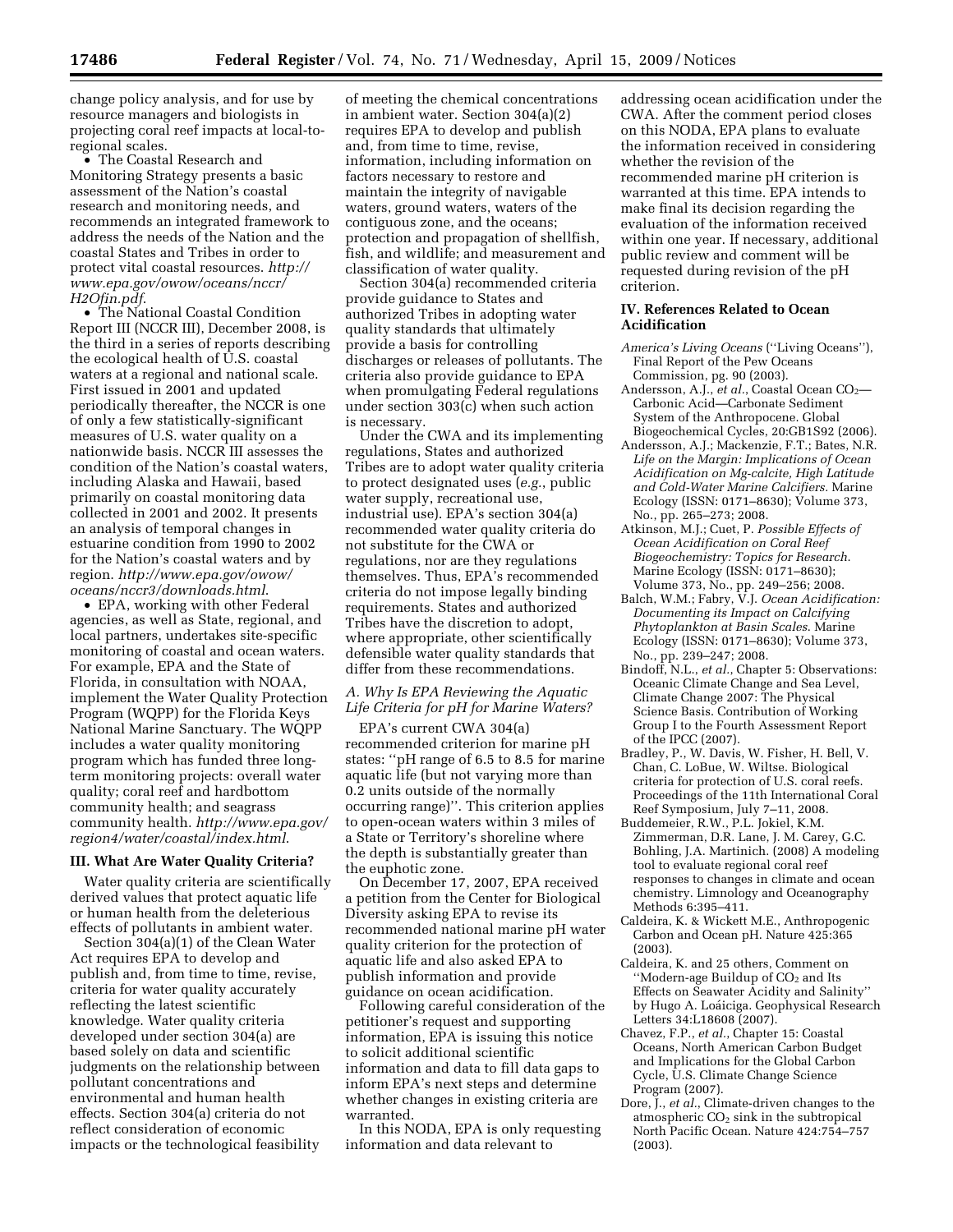change policy analysis, and for use by resource managers and biologists in projecting coral reef impacts at local-to-regional scales.

- The Coastal Research and Monitoring Strategy presents a basic assessment of the Nation's coastal research and monitoring needs, and recommends an integrated framework to address the needs of the Nation and the coastal States and Tribes in order to protect vital coastal resources. *http://www.epa.gov/owow/oceans/nccr/H2Ofin.pdf*.
- The National Coastal Condition Report III (NCCR III), December 2008, is the third in a series of reports describing the ecological health of U.S. coastal waters at a regional and national scale. First issued in 2001 and updated periodically thereafter, the NCCR is one of only a few statistically-significant measures of U.S. water quality on a nationwide basis. NCCR III assesses the condition of the Nation's coastal waters, including Alaska and Hawaii, based primarily on coastal monitoring data collected in 2001 and 2002. It presents an analysis of temporal changes in estuarine condition from 1990 to 2002 for the Nation's coastal waters and by region. *http://www.epa.gov/owow/oceans/nccr3/downloads.html*.
- EPA, working with other Federal agencies, as well as State, regional, and local partners, undertakes site-specific monitoring of coastal and ocean waters. For example, EPA and the State of Florida, in consultation with NOAA, implement the Water Quality Protection Program (WQPP) for the Florida Keys National Marine Sanctuary. The WQPP includes a water quality monitoring program which has funded three long-term monitoring projects: overall water quality; coral reef and hardbottom community health; and seagrass community health. *http://www.epa.gov/region4/water/coastal/index.html*.

## III. What Are Water Quality Criteria?

Water quality criteria are scientifically derived values that protect aquatic life or human health from the deleterious effects of pollutants in ambient water.

Section 304(a)(1) of the Clean Water Act requires EPA to develop and publish and, from time to time, revise, criteria for water quality accurately reflecting the latest scientific knowledge. Water quality criteria developed under section 304(a) are based solely on data and scientific judgments on the relationship between pollutant concentrations and environmental and human health effects. Section 304(a) criteria do not reflect consideration of economic impacts or the technological feasibility of meeting the chemical concentrations in ambient water. Section 304(a)(2) requires EPA to develop and publish and, from time to time, revise, information, including information on factors necessary to restore and maintain the integrity of navigable waters, ground waters, waters of the contiguous zone, and the oceans; protection and propagation of shellfish, fish, and wildlife; and measurement and classification of water quality.

Section 304(a) recommended criteria provide guidance to States and authorized Tribes in adopting water quality standards that ultimately provide a basis for controlling discharges or releases of pollutants. The criteria also provide guidance to EPA when promulgating Federal regulations under section 303(c) when such action is necessary.

Under the CWA and its implementing regulations, States and authorized Tribes are to adopt water quality criteria to protect designated uses (*e.g.*, public water supply, recreational use, industrial use). EPA's section 304(a) recommended water quality criteria do not substitute for the CWA or regulations, nor are they regulations themselves. Thus, EPA's recommended criteria do not impose legally binding requirements. States and authorized Tribes have the discretion to adopt, where appropriate, other scientifically defensible water quality standards that differ from these recommendations.

### *A. Why Is EPA Reviewing the Aquatic Life Criteria for pH for Marine Waters?*

EPA's current CWA 304(a) recommended criterion for marine pH states: ''pH range of 6.5 to 8.5 for marine aquatic life (but not varying more than 0.2 units outside of the normally occurring range)''. This criterion applies to open-ocean waters within 3 miles of a State or Territory's shoreline where the depth is substantially greater than the euphotic zone.

On December 17, 2007, EPA received a petition from the Center for Biological Diversity asking EPA to revise its recommended national marine pH water quality criterion for the protection of aquatic life and also asked EPA to publish information and provide guidance on ocean acidification.

Following careful consideration of the petitioner's request and supporting information, EPA is issuing this notice to solicit additional scientific information and data to fill data gaps to inform EPA's next steps and determine whether changes in existing criteria are warranted.

In this NODA, EPA is only requesting information and data relevant to addressing ocean acidification under the CWA. After the comment period closes on this NODA, EPA plans to evaluate the information received in considering whether the revision of the recommended marine pH criterion is warranted at this time. EPA intends to make final its decision regarding the evaluation of the information received within one year. If necessary, additional public review and comment will be requested during revision of the pH criterion.

## IV. References Related to Ocean Acidification

*America's Living Oceans* (''Living Oceans''), Final Report of the Pew Oceans Commission, pg. 90 (2003).

Andersson, A.J., *et al.*, Coastal Ocean $CO_2$—Carbonic Acid—Carbonate Sediment System of the Anthropocene. Global Biogeochemical Cycles, 20:GB1S92 (2006).

Andersson, A.J.; Mackenzie, F.T.; Bates, N.R. *Life on the Margin: Implications of Ocean Acidification on Mg-calcite, High Latitude and Cold-Water Marine Calcifiers.* Marine Ecology (ISSN: 0171–8630); Volume 373, No., pp. 265–273; 2008.

Atkinson, M.J.; Cuet, P. *Possible Effects of Ocean Acidification on Coral Reef Biogeochemistry: Topics for Research.* Marine Ecology (ISSN: 0171–8630); Volume 373, No., pp. 249–256; 2008.

Balch, W.M.; Fabry, V.J. *Ocean Acidification: Documenting its Impact on Calcifying Phytoplankton at Basin Scales.* Marine Ecology (ISSN: 0171–8630); Volume 373, No., pp. 239–247; 2008.

Bindoff, N.L., *et al.*, Chapter 5: Observations: Oceanic Climate Change and Sea Level, Climate Change 2007: The Physical Science Basis. Contribution of Working Group I to the Fourth Assessment Report of the IPCC (2007).

Bradley, P., W. Davis, W. Fisher, H. Bell, V. Chan, C. LoBue, W. Wiltse. Biological criteria for protection of U.S. coral reefs. Proceedings of the 11th International Coral Reef Symposium, July 7–11, 2008.

Buddemeier, R.W., P.L. Jokiel, K.M. Zimmerman, D.R. Lane, J. M. Carey, G.C. Bohling, J.A. Martinich. (2008) A modeling tool to evaluate regional coral reef responses to changes in climate and ocean chemistry. Limnology and Oceanography Methods 6:395–411.

Caldeira, K. & Wickett M.E., Anthropogenic Carbon and Ocean pH. Nature 425:365 (2003).

Caldeira, K. and 25 others, Comment on ''Modern-age Buildup of $CO_2$ and Its Effects on Seawater Acidity and Salinity'' by Hugo A. Loáiciga. Geophysical Research Letters 34:L18608 (2007).

Chavez, F.P., *et al.*, Chapter 15: Coastal Oceans, North American Carbon Budget and Implications for the Global Carbon Cycle, U.S. Climate Change Science Program (2007).

Dore, J., *et al.*, Climate-driven changes to the atmospheric $CO_2$ sink in the subtropical North Pacific Ocean. Nature 424:754–757 (2003).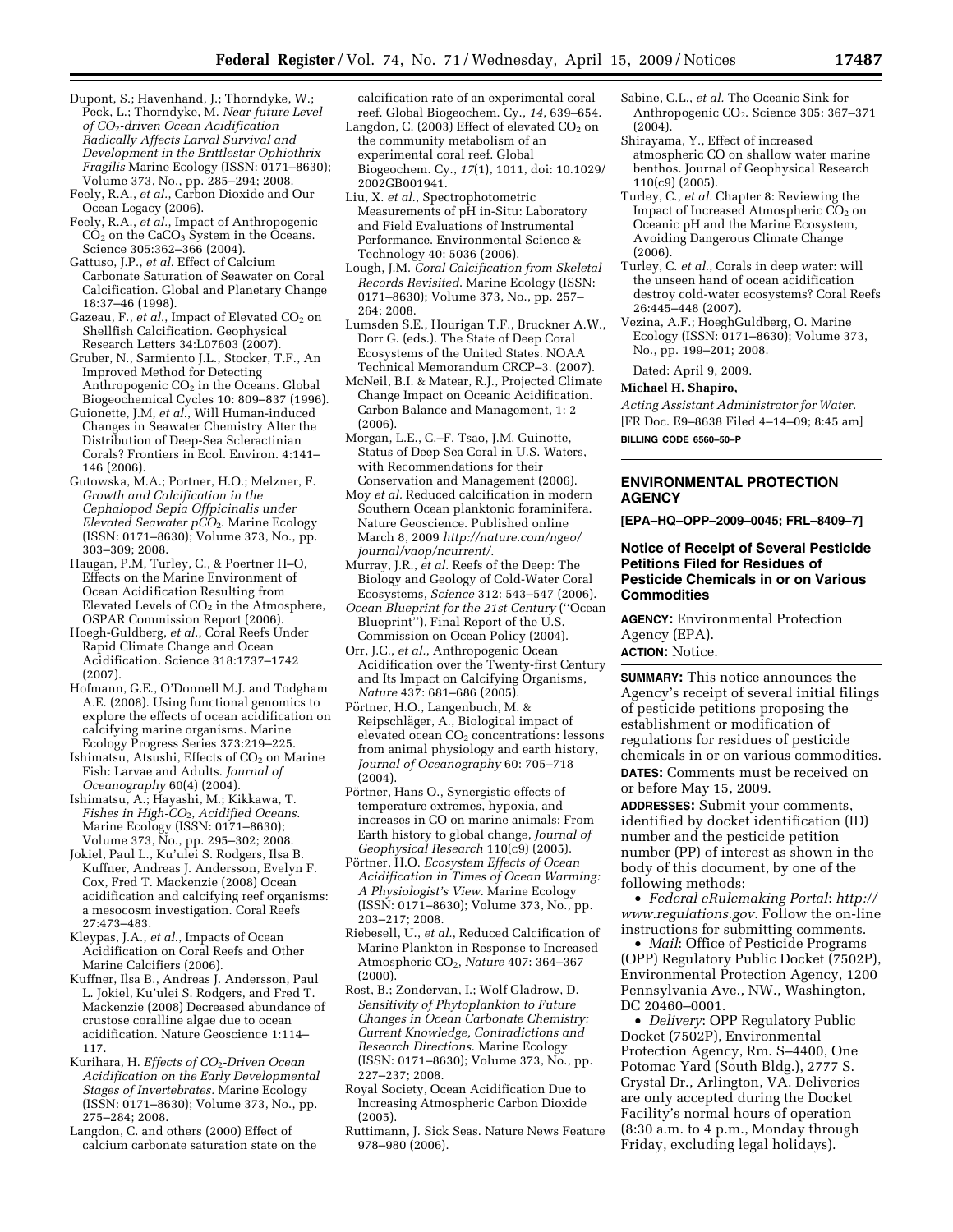Dupont, S.; Havenhand, J.; Thorndyke, W.; Peck, L.; Thorndyke, M. *Near-future Level of $CO_2$-driven Ocean Acidification Radically Affects Larval Survival and Development in the Brittlestar Ophiothrix Fragilis* Marine Ecology (ISSN: 0171–8630); Volume 373, No., pp. 285–294; 2008.

Feely, R.A., *et al.*, Carbon Dioxide and Our Ocean Legacy (2006).

Feely, R.A., *et al.*, Impact of Anthropogenic $CO_2$ on the $CaCO_3$ System in the Oceans. Science 305:362–366 (2004).

Gattuso, J.P., *et al.* Effect of Calcium Carbonate Saturation of Seawater on Coral Calcification. Global and Planetary Change 18:37–46 (1998).

Gazeau, F., *et al.*, Impact of Elevated $CO_2$ on Shellfish Calcification. Geophysical Research Letters 34:L07603 (2007).

Gruber, N., Sarmiento J.L., Stocker, T.F., An Improved Method for Detecting Anthropogenic $CO_2$ in the Oceans. Global Biogeochemical Cycles 10: 809–837 (1996).

Guionette, J.M, *et al.*, Will Human-induced Changes in Seawater Chemistry Alter the Distribution of Deep-Sea Scleractinian Corals? Frontiers in Ecol. Environ. 4:141–146 (2006).

Gutowska, M.A.; Portner, H.O.; Melzner, F. *Growth and Calcification in the Cephalopod Sepia Offpicinalis under Elevated Seawater $pCO_2$.* Marine Ecology (ISSN: 0171–8630); Volume 373, No., pp. 303–309; 2008.

Haugan, P.M, Turley, C., & Poertner H–O, Effects on the Marine Environment of Ocean Acidification Resulting from Elevated Levels of $CO_2$ in the Atmosphere, OSPAR Commission Report (2006).

Hoegh-Guldberg, *et al.*, Coral Reefs Under Rapid Climate Change and Ocean Acidification. Science 318:1737–1742 (2007).

Hofmann, G.E., O'Donnell M.J. and Todgham A.E. (2008). Using functional genomics to explore the effects of ocean acidification on calcifying marine organisms. Marine Ecology Progress Series 373:219–225.

Ishimatsu, Atsushi, Effects of $CO_2$ on Marine Fish: Larvae and Adults. *Journal of Oceanography* 60(4) (2004).

Ishimatsu, A.; Hayashi, M.; Kikkawa, T. *Fishes in High-$CO_2$, Acidified Oceans.* Marine Ecology (ISSN: 0171–8630); Volume 373, No., pp. 295–302; 2008.

Jokiel, Paul L., Ku'ulei S. Rodgers, Ilsa B. Kuffner, Andreas J. Andersson, Evelyn F. Cox, Fred T. Mackenzie (2008) Ocean acidification and calcifying reef organisms: a mesocosm investigation. Coral Reefs 27:473–483.

Kleypas, J.A., *et al.*, Impacts of Ocean Acidification on Coral Reefs and Other Marine Calcifiers (2006).

Kuffner, Ilsa B., Andreas J. Andersson, Paul L. Jokiel, Ku'ulei S. Rodgers, and Fred T. Mackenzie (2008) Decreased abundance of crustose coralline algae due to ocean acidification. Nature Geoscience 1:114–117.

Kurihara, H. *Effects of $CO_2$-Driven Ocean Acidification on the Early Developmental Stages of Invertebrates.* Marine Ecology (ISSN: 0171–8630); Volume 373, No., pp. 275–284; 2008.

Langdon, C. and others (2000) Effect of calcium carbonate saturation state on the calcification rate of an experimental coral reef. Global Biogeochem. Cy., *14*, 639–654.

Langdon, C. (2003) Effect of elevated $CO_2$ on the community metabolism of an experimental coral reef. Global Biogeochem. Cy., *17*(1), 1011, doi: 10.1029/2002GB001941.

Liu, X. *et al.*, Spectrophotometric Measurements of pH in-Situ: Laboratory and Field Evaluations of Instrumental Performance. Environmental Science & Technology 40: 5036 (2006).

Lough, J.M. *Coral Calcification from Skeletal Records Revisited.* Marine Ecology (ISSN: 0171–8630); Volume 373, No., pp. 257–264; 2008.

Lumsden S.E., Hourigan T.F., Bruckner A.W., Dorr G. (eds.). The State of Deep Coral Ecosystems of the United States. NOAA Technical Memorandum CRCP–3. (2007).

McNeil, B.I. & Matear, R.J., Projected Climate Change Impact on Oceanic Acidification. Carbon Balance and Management, 1: 2 (2006).

Morgan, L.E., C.–F. Tsao, J.M. Guinotte, Status of Deep Sea Coral in U.S. Waters, with Recommendations for their Conservation and Management (2006).

Moy *et al.* Reduced calcification in modern Southern Ocean planktonic foraminifera. Nature Geoscience. Published online March 8, 2009 *http://nature.com/ngeo/journal/vaop/ncurrent/.*

Murray, J.R., *et al.* Reefs of the Deep: The Biology and Geology of Cold-Water Coral Ecosystems, *Science* 312: 543–547 (2006).

*Ocean Blueprint for the 21st Century* (''Ocean Blueprint''), Final Report of the U.S. Commission on Ocean Policy (2004).

Orr, J.C., *et al.*, Anthropogenic Ocean Acidification over the Twenty-first Century and Its Impact on Calcifying Organisms, *Nature* 437: 681–686 (2005).

Pörtner, H.O., Langenbuch, M. & Reipschläger, A., Biological impact of elevated ocean $CO_2$ concentrations: lessons from animal physiology and earth history, *Journal of Oceanography* 60: 705–718 (2004).

Pörtner, Hans O., Synergistic effects of temperature extremes, hypoxia, and increases in CO on marine animals: From Earth history to global change, *Journal of Geophysical Research* 110(c9) (2005).

Pörtner, H.O. *Ecosystem Effects of Ocean Acidification in Times of Ocean Warming: A Physiologist's View.* Marine Ecology (ISSN: 0171–8630); Volume 373, No., pp. 203–217; 2008.

Riebesell, U., *et al.*, Reduced Calcification of Marine Plankton in Response to Increased Atmospheric $CO_2$, *Nature* 407: 364–367 (2000).

Rost, B.; Zondervan, I.; Wolf Gladrow, D. *Sensitivity of Phytoplankton to Future Changes in Ocean Carbonate Chemistry: Current Knowledge, Contradictions and Research Directions.* Marine Ecology (ISSN: 0171–8630); Volume 373, No., pp. 227–237; 2008.

Royal Society, Ocean Acidification Due to Increasing Atmospheric Carbon Dioxide (2005).

Ruttimann, J. Sick Seas. Nature News Feature 978–980 (2006).

Sabine, C.L., *et al.* The Oceanic Sink for Anthropogenic $CO_2$. Science 305: 367–371 (2004).

Shirayama, Y., Effect of increased atmospheric CO on shallow water marine benthos. Journal of Geophysical Research 110(c9) (2005).

Turley, C., *et al.* Chapter 8: Reviewing the Impact of Increased Atmospheric $CO_2$ on Oceanic pH and the Marine Ecosystem, Avoiding Dangerous Climate Change (2006).

Turley, C. *et al.*, Corals in deep water: will the unseen hand of ocean acidification destroy cold-water ecosystems? Coral Reefs 26:445–448 (2007).

Vezina, A.F.; HoeghGuldberg, O. Marine Ecology (ISSN: 0171–8630); Volume 373, No., pp. 199–201; 2008.

Dated: April 9, 2009.

**Michael H. Shapiro,**

*Acting Assistant Administrator for Water.*

[FR Doc. E9–8638 Filed 4–14–09; 8:45 am]

**BILLING CODE 6560–50–P**

---

## ENVIRONMENTAL PROTECTION AGENCY

**[EPA–HQ–OPP–2009–0045; FRL–8409–7]**

### Notice of Receipt of Several Pesticide Petitions Filed for Residues of Pesticide Chemicals in or on Various Commodities

**AGENCY:** Environmental Protection Agency (EPA).

**ACTION:** Notice.

**SUMMARY:** This notice announces the Agency's receipt of several initial filings of pesticide petitions proposing the establishment or modification of regulations for residues of pesticide chemicals in or on various commodities.

**DATES:** Comments must be received on or before May 15, 2009.

**ADDRESSES:** Submit your comments, identified by docket identification (ID) number and the pesticide petition number (PP) of interest as shown in the body of this document, by one of the following methods:

- *Federal eRulemaking Portal*: *http://www.regulations.gov.* Follow the on-line instructions for submitting comments.
- *Mail*: Office of Pesticide Programs (OPP) Regulatory Public Docket (7502P), Environmental Protection Agency, 1200 Pennsylvania Ave., NW., Washington, DC 20460–0001.
- *Delivery*: OPP Regulatory Public Docket (7502P), Environmental Protection Agency, Rm. S–4400, One Potomac Yard (South Bldg.), 2777 S. Crystal Dr., Arlington, VA. Deliveries are only accepted during the Docket Facility's normal hours of operation (8:30 a.m. to 4 p.m., Monday through Friday, excluding legal holidays).